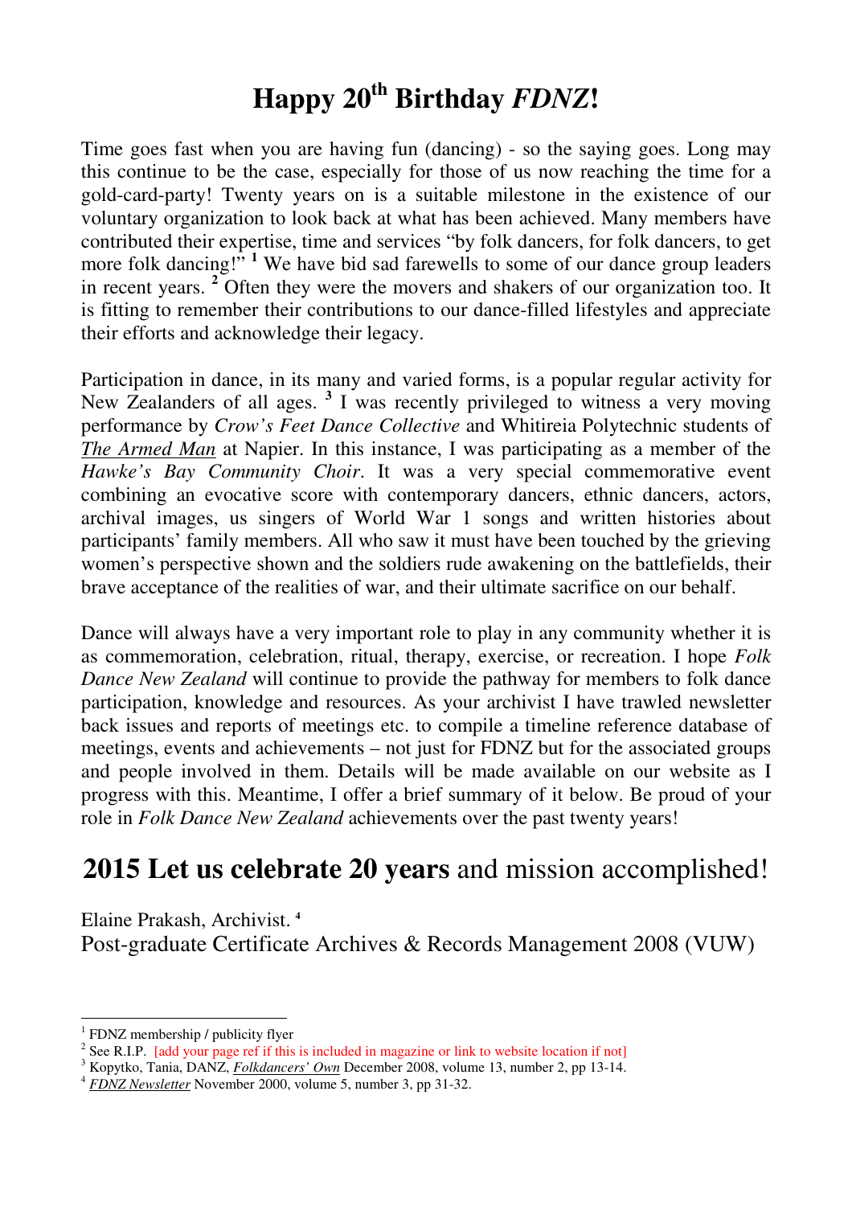# Happy 20th Birthday *FDNZ*!

Time goes fast when you are having fun (dancing) - so the saying goes. Long may this continue to be the case, especially for those of us now reaching the time for a gold-card-party! Twenty years on is a suitable milestone in the existence of our voluntary organization to look back at what has been achieved. Many members have contributed their expertise, time and services "by folk dancers, for folk dancers, to get more folk dancing!" [1] We have bid sad farewells to some of our dance group leaders in recent years. [2] Often they were the movers and shakers of our organization too. It is fitting to remember their contributions to our dance-filled lifestyles and appreciate their efforts and acknowledge their legacy.

Participation in dance, in its many and varied forms, is a popular regular activity for New Zealanders of all ages. [3] I was recently privileged to witness a very moving performance by *Crow's Feet Dance Collective* and Whitireia Polytechnic students of *The Armed Man* at Napier. In this instance, I was participating as a member of the *Hawke's Bay Community Choir*. It was a very special commemorative event combining an evocative score with contemporary dancers, ethnic dancers, actors, archival images, us singers of World War 1 songs and written histories about participants' family members. All who saw it must have been touched by the grieving women's perspective shown and the soldiers rude awakening on the battlefields, their brave acceptance of the realities of war, and their ultimate sacrifice on our behalf.

Dance will always have a very important role to play in any community whether it is as commemoration, celebration, ritual, therapy, exercise, or recreation. I hope *Folk Dance New Zealand* will continue to provide the pathway for members to folk dance participation, knowledge and resources. As your archivist I have trawled newsletter back issues and reports of meetings etc. to compile a timeline reference database of meetings, events and achievements – not just for FDNZ but for the associated groups and people involved in them. Details will be made available on our website as I progress with this. Meantime, I offer a brief summary of it below. Be proud of your role in *Folk Dance New Zealand* achievements over the past twenty years!

## **2015 Let us celebrate 20 years** and mission accomplished!

Elaine Prakash, Archivist. [4]
Post-graduate Certificate Archives & Records Management 2008 (VUW)

---

[1] FDNZ membership / publicity flyer
[2] See R.I.P. [add your page ref if this is included in magazine or link to website location if not]
[3] Kopytko, Tania, DANZ, *Folkdancers' Own* December 2008, volume 13, number 2, pp 13-14.
[4] *FDNZ Newsletter* November 2000, volume 5, number 3, pp 31-32.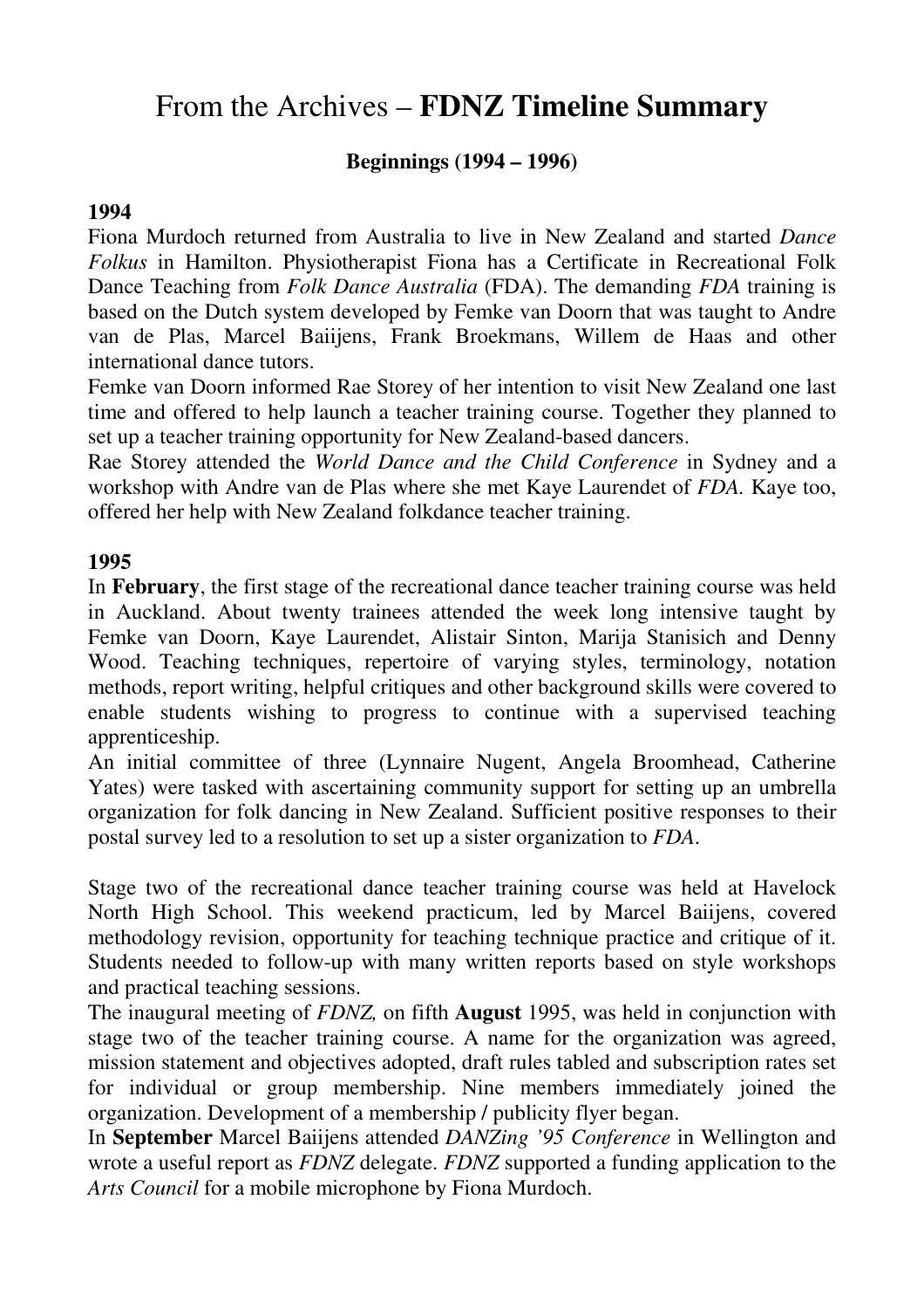# From the Archives – **FDNZ Timeline Summary**

### Beginnings (1994 – 1996)

**1994**

Fiona Murdoch returned from Australia to live in New Zealand and started *Dance Folkus* in Hamilton. Physiotherapist Fiona has a Certificate in Recreational Folk Dance Teaching from *Folk Dance Australia* (FDA). The demanding *FDA* training is based on the Dutch system developed by Femke van Doorn that was taught to Andre van de Plas, Marcel Baiijens, Frank Broekmans, Willem de Haas and other international dance tutors.

Femke van Doorn informed Rae Storey of her intention to visit New Zealand one last time and offered to help launch a teacher training course. Together they planned to set up a teacher training opportunity for New Zealand-based dancers.

Rae Storey attended the *World Dance and the Child Conference* in Sydney and a workshop with Andre van de Plas where she met Kaye Laurendet of *FDA*. Kaye too, offered her help with New Zealand folkdance teacher training.

**1995**

In **February**, the first stage of the recreational dance teacher training course was held in Auckland. About twenty trainees attended the week long intensive taught by Femke van Doorn, Kaye Laurendet, Alistair Sinton, Marija Stanisich and Denny Wood. Teaching techniques, repertoire of varying styles, terminology, notation methods, report writing, helpful critiques and other background skills were covered to enable students wishing to progress to continue with a supervised teaching apprenticeship.

An initial committee of three (Lynnaire Nugent, Angela Broomhead, Catherine Yates) were tasked with ascertaining community support for setting up an umbrella organization for folk dancing in New Zealand. Sufficient positive responses to their postal survey led to a resolution to set up a sister organization to *FDA*.

Stage two of the recreational dance teacher training course was held at Havelock North High School. This weekend practicum, led by Marcel Baiijens, covered methodology revision, opportunity for teaching technique practice and critique of it. Students needed to follow-up with many written reports based on style workshops and practical teaching sessions.

The inaugural meeting of *FDNZ,* on fifth **August** 1995, was held in conjunction with stage two of the teacher training course. A name for the organization was agreed, mission statement and objectives adopted, draft rules tabled and subscription rates set for individual or group membership. Nine members immediately joined the organization. Development of a membership / publicity flyer began.

In **September** Marcel Baiijens attended *DANZing '95 Conference* in Wellington and wrote a useful report as *FDNZ* delegate. *FDNZ* supported a funding application to the *Arts Council* for a mobile microphone by Fiona Murdoch.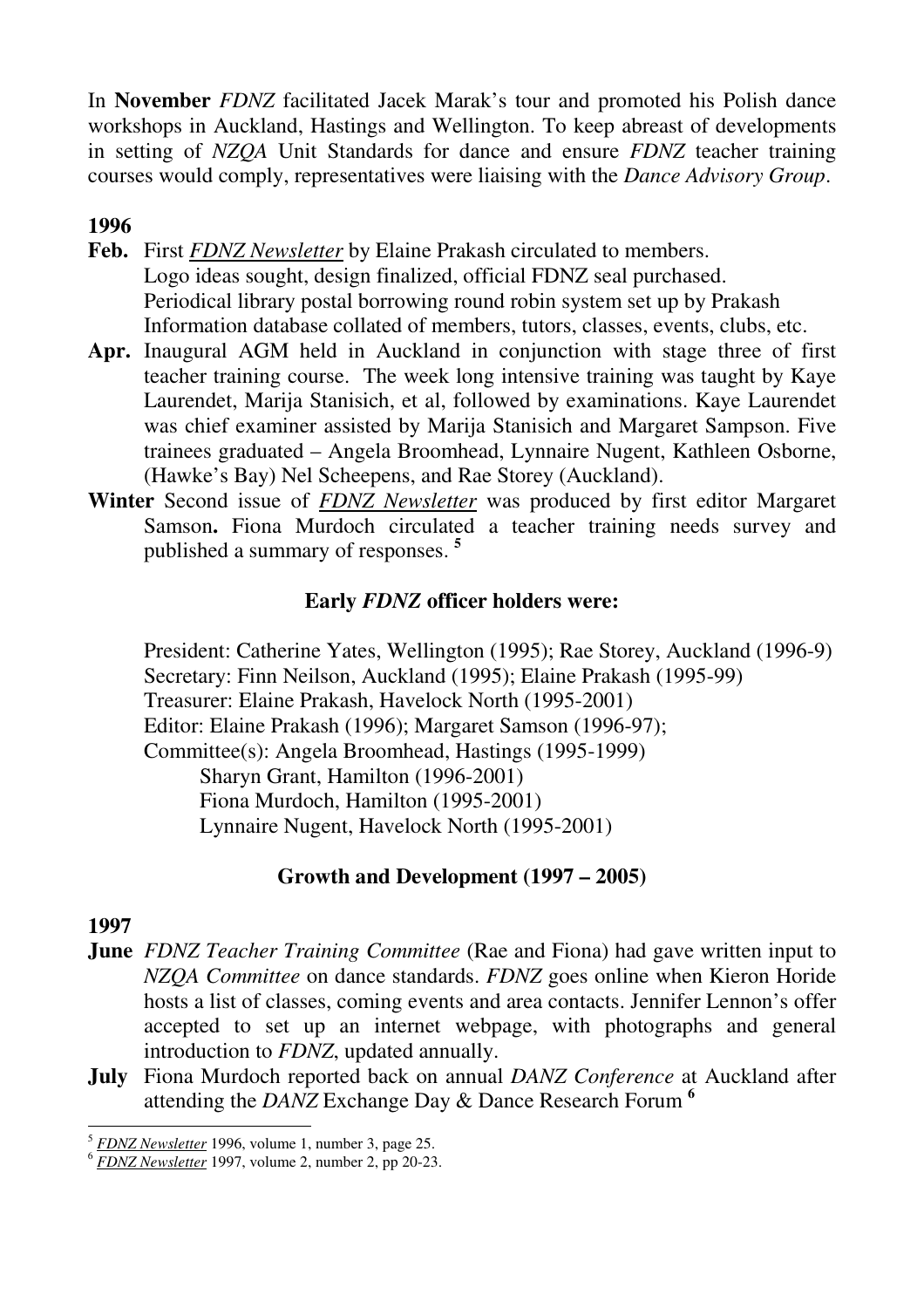In **November** *FDNZ* facilitated Jacek Marak's tour and promoted his Polish dance workshops in Auckland, Hastings and Wellington. To keep abreast of developments in setting of *NZQA* Unit Standards for dance and ensure *FDNZ* teacher training courses would comply, representatives were liaising with the *Dance Advisory Group*.

**1996**

**Feb.** First *FDNZ Newsletter* by Elaine Prakash circulated to members.
Logo ideas sought, design finalized, official FDNZ seal purchased.
Periodical library postal borrowing round robin system set up by Prakash
Information database collated of members, tutors, classes, events, clubs, etc.

**Apr.** Inaugural AGM held in Auckland in conjunction with stage three of first teacher training course. The week long intensive training was taught by Kaye Laurendet, Marija Stanisich, et al, followed by examinations. Kaye Laurendet was chief examiner assisted by Marija Stanisich and Margaret Sampson. Five trainees graduated – Angela Broomhead, Lynnaire Nugent, Kathleen Osborne, (Hawke's Bay) Nel Scheepens, and Rae Storey (Auckland).

**Winter** Second issue of *FDNZ Newsletter* was produced by first editor Margaret Samson**.** Fiona Murdoch circulated a teacher training needs survey and published a summary of responses. [5]

**Early *FDNZ* officer holders were:**

President: Catherine Yates, Wellington (1995); Rae Storey, Auckland (1996-9)
Secretary: Finn Neilson, Auckland (1995); Elaine Prakash (1995-99)
Treasurer: Elaine Prakash, Havelock North (1995-2001)
Editor: Elaine Prakash (1996); Margaret Samson (1996-97);
Committee(s): Angela Broomhead, Hastings (1995-1999)
Sharyn Grant, Hamilton (1996-2001)
Fiona Murdoch, Hamilton (1995-2001)
Lynnaire Nugent, Havelock North (1995-2001)

## Growth and Development (1997 – 2005)

**1997**

**June** *FDNZ Teacher Training Committee* (Rae and Fiona) had gave written input to *NZQA Committee* on dance standards. *FDNZ* goes online when Kieron Horide hosts a list of classes, coming events and area contacts. Jennifer Lennon's offer accepted to set up an internet webpage, with photographs and general introduction to *FDNZ*, updated annually.

**July** Fiona Murdoch reported back on annual *DANZ Conference* at Auckland after attending the *DANZ* Exchange Day & Dance Research Forum [6]

---

[5] *FDNZ Newsletter* 1996, volume 1, number 3, page 25.
[6] *FDNZ Newsletter* 1997, volume 2, number 2, pp 20-23.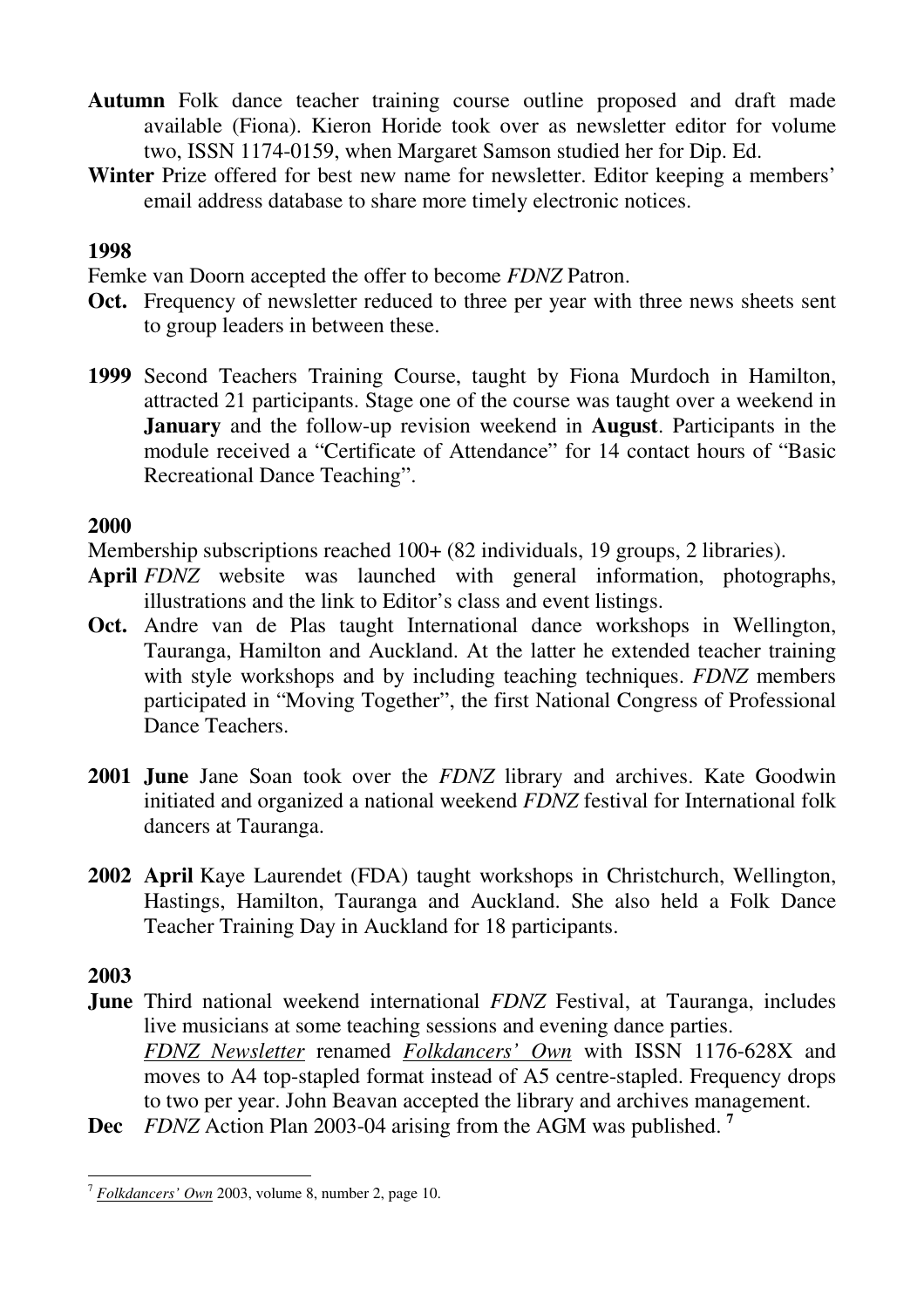**Autumn** Folk dance teacher training course outline proposed and draft made available (Fiona). Kieron Horide took over as newsletter editor for volume two, ISSN 1174-0159, when Margaret Samson studied her for Dip. Ed.

**Winter** Prize offered for best new name for newsletter. Editor keeping a members' email address database to share more timely electronic notices.

**1998**

Femke van Doorn accepted the offer to become *FDNZ* Patron.

**Oct.** Frequency of newsletter reduced to three per year with three news sheets sent to group leaders in between these.

**1999** Second Teachers Training Course, taught by Fiona Murdoch in Hamilton, attracted 21 participants. Stage one of the course was taught over a weekend in **January** and the follow-up revision weekend in **August**. Participants in the module received a "Certificate of Attendance" for 14 contact hours of "Basic Recreational Dance Teaching".

**2000**

Membership subscriptions reached 100+ (82 individuals, 19 groups, 2 libraries).

**April** *FDNZ* website was launched with general information, photographs, illustrations and the link to Editor's class and event listings.

**Oct.** Andre van de Plas taught International dance workshops in Wellington, Tauranga, Hamilton and Auckland. At the latter he extended teacher training with style workshops and by including teaching techniques. *FDNZ* members participated in "Moving Together", the first National Congress of Professional Dance Teachers.

**2001** **June** Jane Soan took over the *FDNZ* library and archives. Kate Goodwin initiated and organized a national weekend *FDNZ* festival for International folk dancers at Tauranga.

**2002** **April** Kaye Laurendet (FDA) taught workshops in Christchurch, Wellington, Hastings, Hamilton, Tauranga and Auckland. She also held a Folk Dance Teacher Training Day in Auckland for 18 participants.

**2003**

**June** Third national weekend international *FDNZ* Festival, at Tauranga, includes live musicians at some teaching sessions and evening dance parties.
*FDNZ Newsletter* renamed *Folkdancers' Own* with ISSN 1176-628X and moves to A4 top-stapled format instead of A5 centre-stapled. Frequency drops to two per year. John Beavan accepted the library and archives management.

**Dec** *FDNZ* Action Plan 2003-04 arising from the AGM was published. [7]

---

[7] *Folkdancers' Own* 2003, volume 8, number 2, page 10.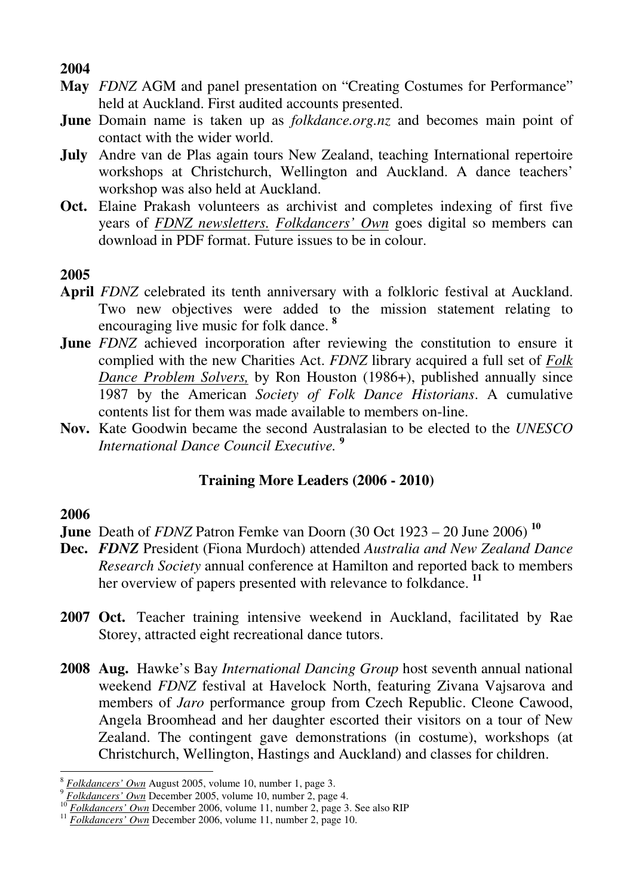**2004**

**May** *FDNZ* AGM and panel presentation on "Creating Costumes for Performance" held at Auckland. First audited accounts presented.

**June** Domain name is taken up as *folkdance.org.nz* and becomes main point of contact with the wider world.

**July** Andre van de Plas again tours New Zealand, teaching International repertoire workshops at Christchurch, Wellington and Auckland. A dance teachers' workshop was also held at Auckland.

**Oct.** Elaine Prakash volunteers as archivist and completes indexing of first five years of *FDNZ newsletters. Folkdancers' Own* goes digital so members can download in PDF format. Future issues to be in colour.

**2005**

**April** *FDNZ* celebrated its tenth anniversary with a folkloric festival at Auckland. Two new objectives were added to the mission statement relating to encouraging live music for folk dance. [8]

**June** *FDNZ* achieved incorporation after reviewing the constitution to ensure it complied with the new Charities Act. *FDNZ* library acquired a full set of *Folk Dance Problem Solvers,* by Ron Houston (1986+), published annually since 1987 by the American *Society of Folk Dance Historians*. A cumulative contents list for them was made available to members on-line.

**Nov.** Kate Goodwin became the second Australasian to be elected to the *UNESCO International Dance Council Executive.* [9]

### Training More Leaders (2006 - 2010)

**2006**

**June** Death of *FDNZ* Patron Femke van Doorn (30 Oct 1923 – 20 June 2006) [10]

**Dec.** ***FDNZ*** President (Fiona Murdoch) attended *Australia and New Zealand Dance Research Society* annual conference at Hamilton and reported back to members her overview of papers presented with relevance to folkdance. [11]

**2007 Oct.** Teacher training intensive weekend in Auckland, facilitated by Rae Storey, attracted eight recreational dance tutors.

**2008 Aug.** Hawke's Bay *International Dancing Group* host seventh annual national weekend *FDNZ* festival at Havelock North, featuring Zivana Vajsarova and members of *Jaro* performance group from Czech Republic. Cleone Cawood, Angela Broomhead and her daughter escorted their visitors on a tour of New Zealand. The contingent gave demonstrations (in costume), workshops (at Christchurch, Wellington, Hastings and Auckland) and classes for children.

---

[8] *Folkdancers' Own* August 2005, volume 10, number 1, page 3.

[9] *Folkdancers' Own* December 2005, volume 10, number 2, page 4.

[10] *Folkdancers' Own* December 2006, volume 11, number 2, page 3. See also RIP

[11] *Folkdancers' Own* December 2006, volume 11, number 2, page 10.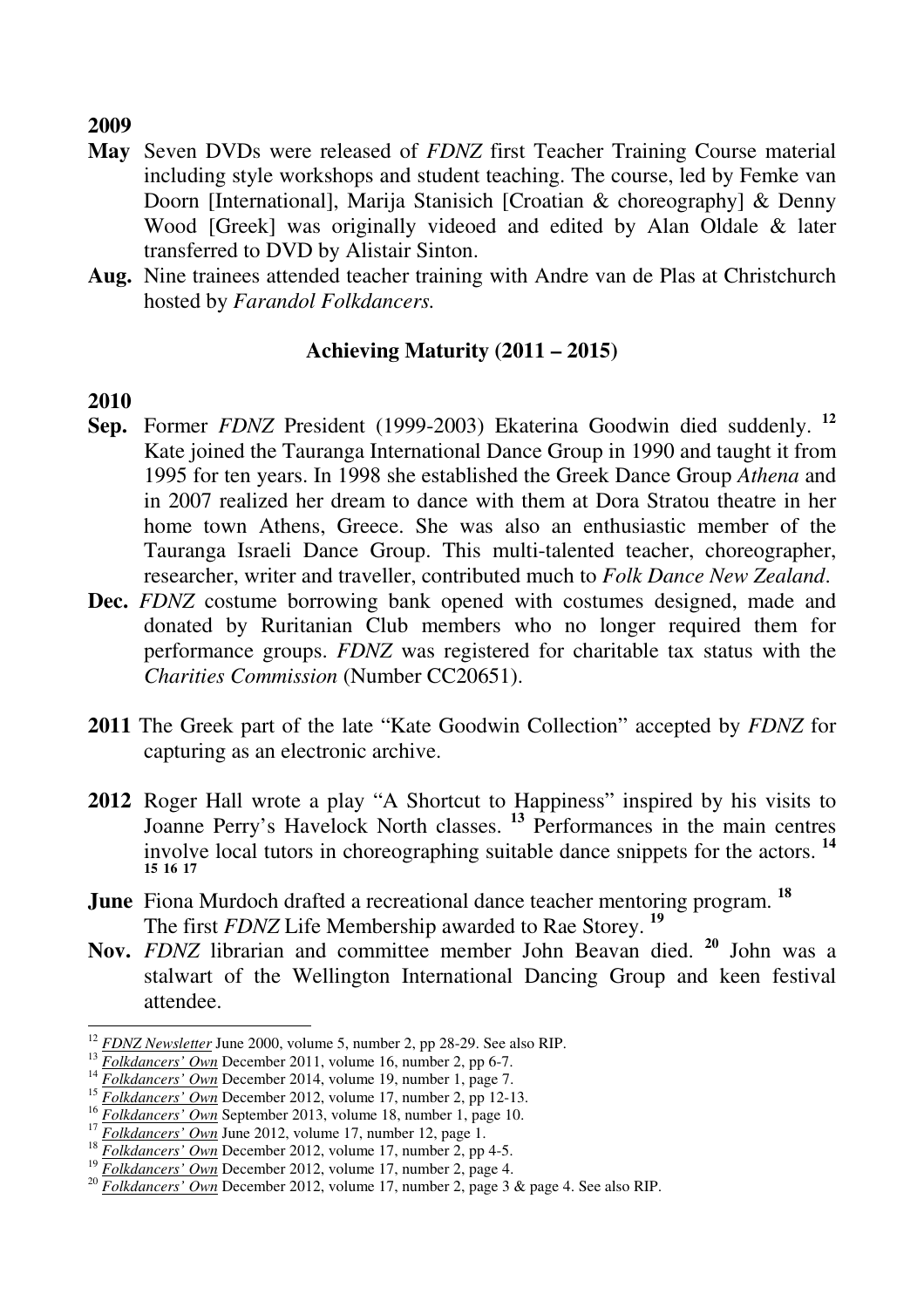**2009**

**May** Seven DVDs were released of *FDNZ* first Teacher Training Course material including style workshops and student teaching. The course, led by Femke van Doorn [International], Marija Stanisich [Croatian & choreography] & Denny Wood [Greek] was originally videoed and edited by Alan Oldale & later transferred to DVD by Alistair Sinton.

**Aug.** Nine trainees attended teacher training with Andre van de Plas at Christchurch hosted by *Farandol Folkdancers.*

### Achieving Maturity (2011 – 2015)

**2010**

**Sep.** Former *FDNZ* President (1999-2003) Ekaterina Goodwin died suddenly. [12] Kate joined the Tauranga International Dance Group in 1990 and taught it from 1995 for ten years. In 1998 she established the Greek Dance Group *Athena* and in 2007 realized her dream to dance with them at Dora Stratou theatre in her home town Athens, Greece. She was also an enthusiastic member of the Tauranga Israeli Dance Group. This multi-talented teacher, choreographer, researcher, writer and traveller, contributed much to *Folk Dance New Zealand*.

**Dec.** *FDNZ* costume borrowing bank opened with costumes designed, made and donated by Ruritanian Club members who no longer required them for performance groups. *FDNZ* was registered for charitable tax status with the *Charities Commission* (Number CC20651).

**2011** The Greek part of the late "Kate Goodwin Collection" accepted by *FDNZ* for capturing as an electronic archive.

**2012** Roger Hall wrote a play "A Shortcut to Happiness" inspired by his visits to Joanne Perry's Havelock North classes. [13] Performances in the main centres involve local tutors in choreographing suitable dance snippets for the actors. [14] [15] [16] [17]

**June** Fiona Murdoch drafted a recreational dance teacher mentoring program. [18]
The first *FDNZ* Life Membership awarded to Rae Storey. [19]

**Nov.** *FDNZ* librarian and committee member John Beavan died. [20] John was a stalwart of the Wellington International Dancing Group and keen festival attendee.

---

[12] *FDNZ Newsletter* June 2000, volume 5, number 2, pp 28-29. See also RIP.
[13] *Folkdancers' Own* December 2011, volume 16, number 2, pp 6-7.
[14] *Folkdancers' Own* December 2014, volume 19, number 1, page 7.
[15] *Folkdancers' Own* December 2012, volume 17, number 2, pp 12-13.
[16] *Folkdancers' Own* September 2013, volume 18, number 1, page 10.
[17] *Folkdancers' Own* June 2012, volume 17, number 12, page 1.
[18] *Folkdancers' Own* December 2012, volume 17, number 2, pp 4-5.
[19] *Folkdancers' Own* December 2012, volume 17, number 2, page 4.
[20] *Folkdancers' Own* December 2012, volume 17, number 2, page 3 & page 4. See also RIP.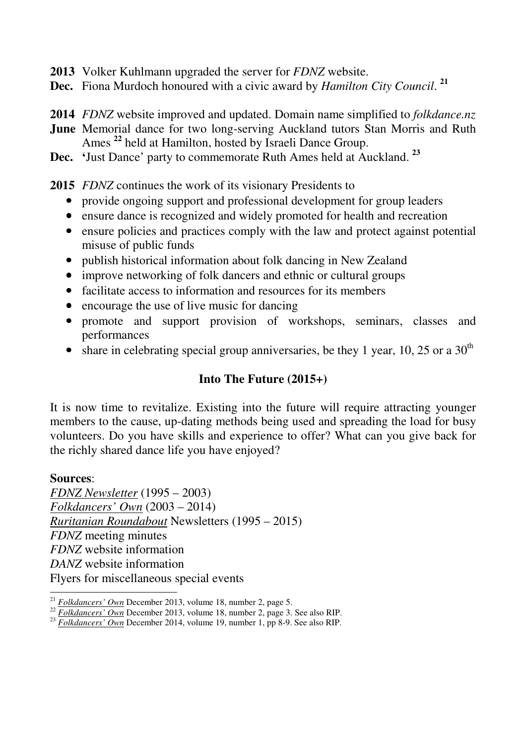**2013** Volker Kuhlmann upgraded the server for *FDNZ* website.

**Dec.** Fiona Murdoch honoured with a civic award by *Hamilton City Council*. [21]

**2014** *FDNZ* website improved and updated. Domain name simplified to *folkdance.nz*

**June** Memorial dance for two long-serving Auckland tutors Stan Morris and Ruth Ames [22] held at Hamilton, hosted by Israeli Dance Group.

**Dec.** 'Just Dance' party to commemorate Ruth Ames held at Auckland. [23]

**2015** *FDNZ* continues the work of its visionary Presidents to

- provide ongoing support and professional development for group leaders
- ensure dance is recognized and widely promoted for health and recreation
- ensure policies and practices comply with the law and protect against potential misuse of public funds
- publish historical information about folk dancing in New Zealand
- improve networking of folk dancers and ethnic or cultural groups
- facilitate access to information and resources for its members
- encourage the use of live music for dancing
- promote and support provision of workshops, seminars, classes and performances
- share in celebrating special group anniversaries, be they 1 year, 10, 25 or a 30th

## Into The Future (2015+)

It is now time to revitalize. Existing into the future will require attracting younger members to the cause, up-dating methods being used and spreading the load for busy volunteers. Do you have skills and experience to offer? What can you give back for the richly shared dance life you have enjoyed?

**Sources**:

*FDNZ Newsletter* (1995 – 2003)
*Folkdancers' Own* (2003 – 2014)
*Ruritanian Roundabout* Newsletters (1995 – 2015)
*FDNZ* meeting minutes
*FDNZ* website information
*DANZ* website information
Flyers for miscellaneous special events

---

[21] *Folkdancers' Own* December 2013, volume 18, number 2, page 5.
[22] *Folkdancers' Own* December 2013, volume 18, number 2, page 3. See also RIP.
[23] *Folkdancers' Own* December 2014, volume 19, number 1, pp 8-9. See also RIP.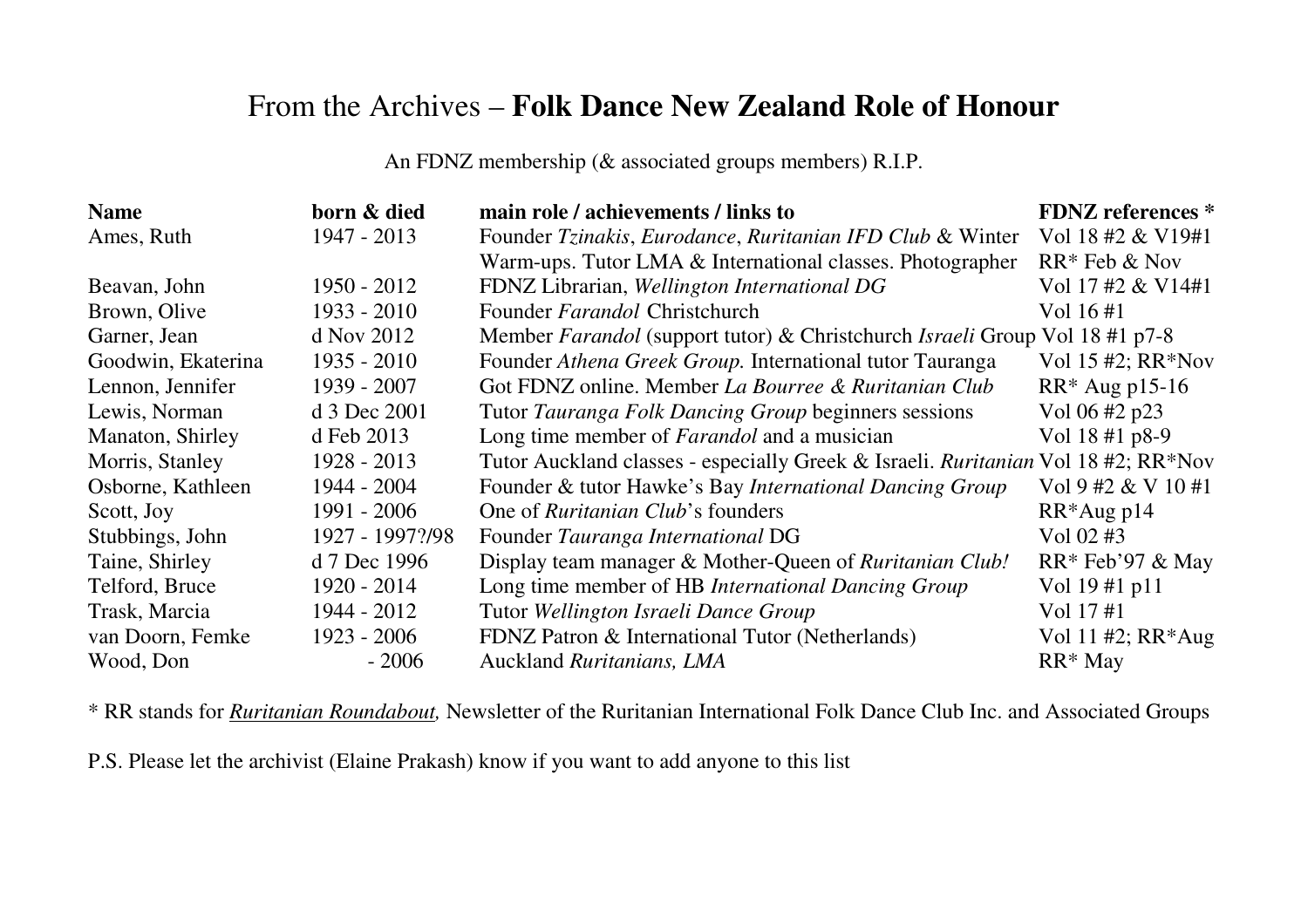# From the Archives – **Folk Dance New Zealand Role of Honour**

An FDNZ membership (& associated groups members) R.I.P.

| **Name** | **born & died** | **main role / achievements / links to** | **FDNZ references \*** |
|---|---|---|---|
| Ames, Ruth | 1947 - 2013 | Founder *Tzinakis*, *Eurodance*, *Ruritanian IFD Club* & Winter Warm-ups. Tutor LMA & International classes. Photographer | Vol 18 #2 & V19#1 RR* Feb & Nov |
| Beavan, John | 1950 - 2012 | FDNZ Librarian, *Wellington International DG* | Vol 17 #2 & V14#1 |
| Brown, Olive | 1933 - 2010 | Founder *Farandol* Christchurch | Vol 16 #1 |
| Garner, Jean | d Nov 2012 | Member *Farandol* (support tutor) & Christchurch *Israeli* Group | Vol 18 #1 p7-8 |
| Goodwin, Ekaterina | 1935 - 2010 | Founder *Athena Greek Group.* International tutor Tauranga | Vol 15 #2; RR*Nov |
| Lennon, Jennifer | 1939 - 2007 | Got FDNZ online. Member *La Bourree & Ruritanian Club* | RR* Aug p15-16 |
| Lewis, Norman | d 3 Dec 2001 | Tutor *Tauranga Folk Dancing Group* beginners sessions | Vol 06 #2 p23 |
| Manaton, Shirley | d Feb 2013 | Long time member of *Farandol* and a musician | Vol 18 #1 p8-9 |
| Morris, Stanley | 1928 - 2013 | Tutor Auckland classes - especially Greek & Israeli. *Ruritanian* | Vol 18 #2; RR*Nov |
| Osborne, Kathleen | 1944 - 2004 | Founder & tutor Hawke's Bay *International Dancing Group* | Vol 9 #2 & V 10 #1 |
| Scott, Joy | 1991 - 2006 | One of *Ruritanian Club*'s founders | RR*Aug p14 |
| Stubbings, John | 1927 - 1997?/98 | Founder *Tauranga International* DG | Vol 02 #3 |
| Taine, Shirley | d 7 Dec 1996 | Display team manager & Mother-Queen of *Ruritanian Club!* | RR* Feb'97 & May |
| Telford, Bruce | 1920 - 2014 | Long time member of HB *International Dancing Group* | Vol 19 #1 p11 |
| Trask, Marcia | 1944 - 2012 | Tutor *Wellington Israeli Dance Group* | Vol 17 #1 |
| van Doorn, Femke | 1923 - 2006 | FDNZ Patron & International Tutor (Netherlands) | Vol 11 #2; RR*Aug |
| Wood, Don | - 2006 | Auckland *Ruritanians, LMA* | RR* May |

\* RR stands for ***Ruritanian Roundabout,*** Newsletter of the Ruritanian International Folk Dance Club Inc. and Associated Groups

P.S. Please let the archivist (Elaine Prakash) know if you want to add anyone to this list